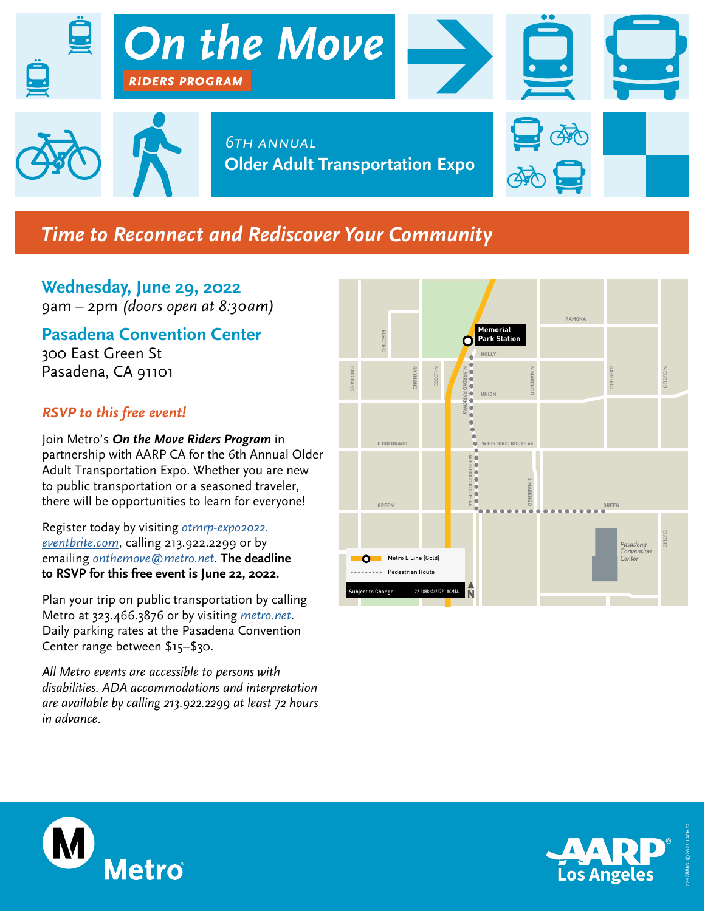# On the Move

**RIDERS PROGRAM**

6TH ANNUAL

## Older Adult Transportation Expo

## *Time to Reconnect and Rediscover Your Community*

### Wednesday, June 29, 2022

9am – 2pm *(doors open at 8:30am)*

### Pasadena Convention Center

300 East Green St
Pasadena, CA 91101

### *RSVP to this free event!*

Join Metro's ***On the Move Riders Program*** in partnership with AARP CA for the 6th Annual Older Adult Transportation Expo. Whether you are new to public transportation or a seasoned traveler, there will be opportunities to learn for everyone!

Register today by visiting otmrp-expo2022.eventbrite.com, calling 213.922.2299 or by emailing onthemove@metro.net. **The deadline to RSVP for this free event is June 22, 2022.**

Plan your trip on public transportation by calling Metro at 323.466.3876 or by visiting metro.net. Daily parking rates at the Pasadena Convention Center range between $15–$30.

*All Metro events are accessible to persons with disabilities. ADA accommodations and interpretation are available by calling 213.922.2299 at least 72 hours in advance.*

Memorial Park Station

Metro L Line (Gold)

Pedestrian Route

Pasadena Convention Center

Subject to Change

22-1888 ©2022 LACMTA

Metro

AARP Los Angeles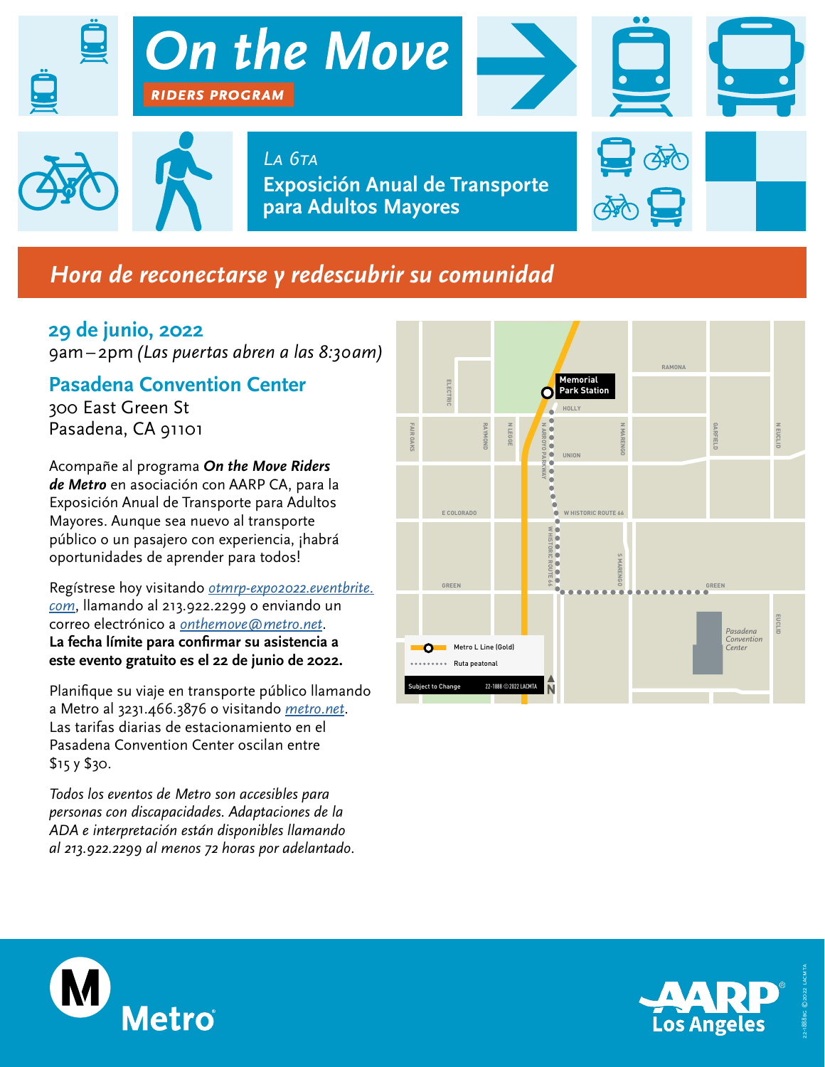# On the Move

**RIDERS PROGRAM**

La 6ta

## Exposición Anual de Transporte para Adultos Mayores

## *Hora de reconectarse y redescubrir su comunidad*

### 29 de junio, 2022

9am – 2pm *(Las puertas abren a las 8:30am)*

### Pasadena Convention Center

300 East Green St
Pasadena, CA 91101

Acompañe al programa ***On the Move Riders de Metro*** en asociación con AARP CA, para la Exposición Anual de Transporte para Adultos Mayores. Aunque sea nuevo al transporte público o un pasajero con experiencia, ¡habrá oportunidades de aprender para todos!

Regístrese hoy visitando *otmrp-expo2022.eventbrite.com*, llamando al 213.922.2299 o enviando un correo electrónico a *onthemove@metro.net*. **La fecha límite para confirmar su asistencia a este evento gratuito es el 22 de junio de 2022.**

Planifique su viaje en transporte público llamando a Metro al 3231.466.3876 o visitando *metro.net*. Las tarifas diarias de estacionamiento en el Pasadena Convention Center oscilan entre $15 y $30.

*Todos los eventos de Metro son accesibles para personas con discapacidades. Adaptaciones de la ADA e interpretación están disponibles llamando al 213.922.2299 al menos 72 horas por adelantado.*

Memorial Park Station

Pasadena Convention Center

Metro L Line (Gold)

Ruta peatonal

Subject to Change

22-1888 ©2022 LACMTA

Metro

AARP Los Angeles